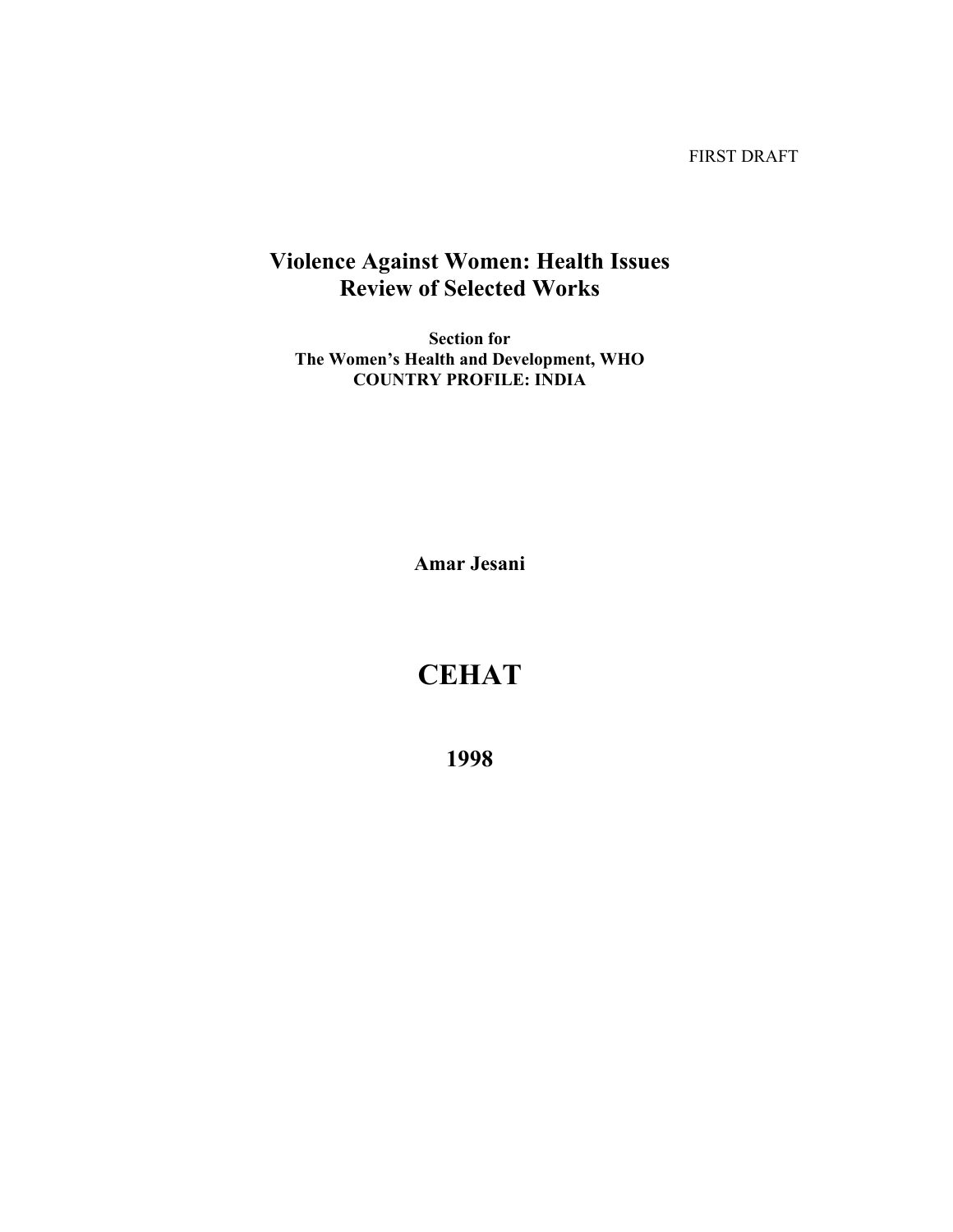FIRST DRAFT

# Violence Against Women: Health Issues
# Review of Selected Works

**Section for**
**The Women's Health and Development, WHO**
**COUNTRY PROFILE: INDIA**

**Amar Jesani**

# CEHAT

**1998**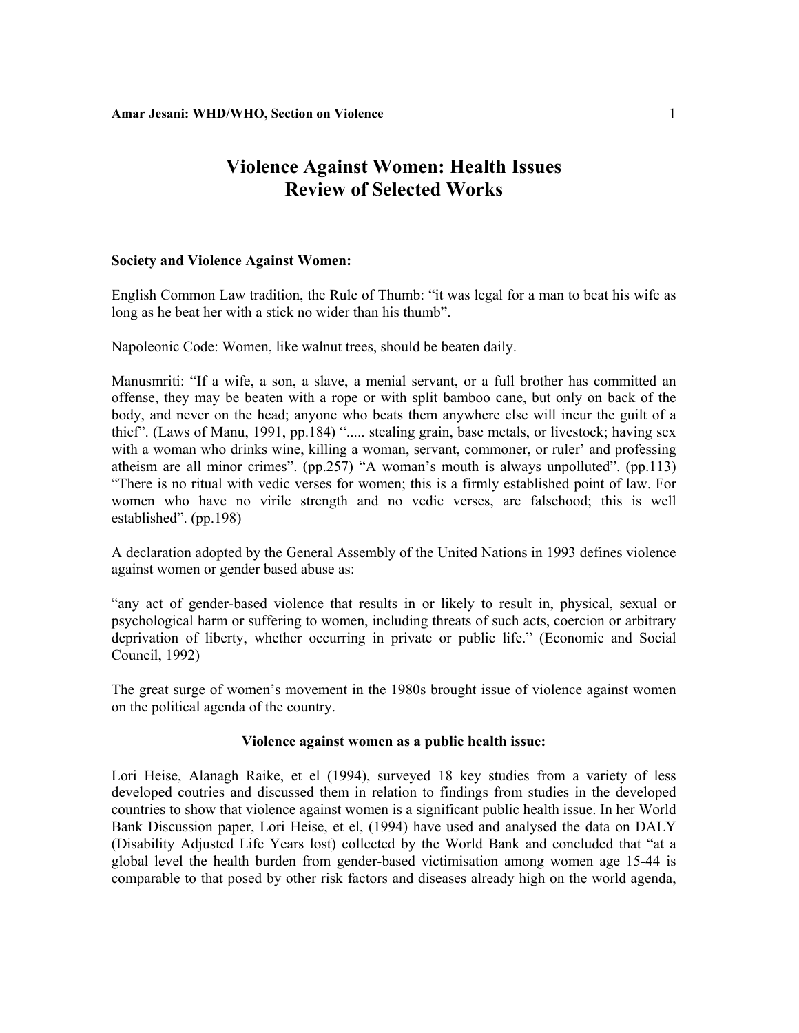# Violence Against Women: Health Issues
# Review of Selected Works

### Society and Violence Against Women:

English Common Law tradition, the Rule of Thumb: "it was legal for a man to beat his wife as long as he beat her with a stick no wider than his thumb".

Napoleonic Code: Women, like walnut trees, should be beaten daily.

Manusmriti: "If a wife, a son, a slave, a menial servant, or a full brother has committed an offense, they may be beaten with a rope or with split bamboo cane, but only on back of the body, and never on the head; anyone who beats them anywhere else will incur the guilt of a thief". (Laws of Manu, 1991, pp.184) "..... stealing grain, base metals, or livestock; having sex with a woman who drinks wine, killing a woman, servant, commoner, or ruler' and professing atheism are all minor crimes". (pp.257) "A woman's mouth is always unpolluted". (pp.113) "There is no ritual with vedic verses for women; this is a firmly established point of law. For women who have no virile strength and no vedic verses, are falsehood; this is well established". (pp.198)

A declaration adopted by the General Assembly of the United Nations in 1993 defines violence against women or gender based abuse as:

"any act of gender-based violence that results in or likely to result in, physical, sexual or psychological harm or suffering to women, including threats of such acts, coercion or arbitrary deprivation of liberty, whether occurring in private or public life." (Economic and Social Council, 1992)

The great surge of women's movement in the 1980s brought issue of violence against women on the political agenda of the country.

### Violence against women as a public health issue:

Lori Heise, Alanagh Raike, et el (1994), surveyed 18 key studies from a variety of less developed coutries and discussed them in relation to findings from studies in the developed countries to show that violence against women is a significant public health issue. In her World Bank Discussion paper, Lori Heise, et el, (1994) have used and analysed the data on DALY (Disability Adjusted Life Years lost) collected by the World Bank and concluded that "at a global level the health burden from gender-based victimisation among women age 15-44 is comparable to that posed by other risk factors and diseases already high on the world agenda,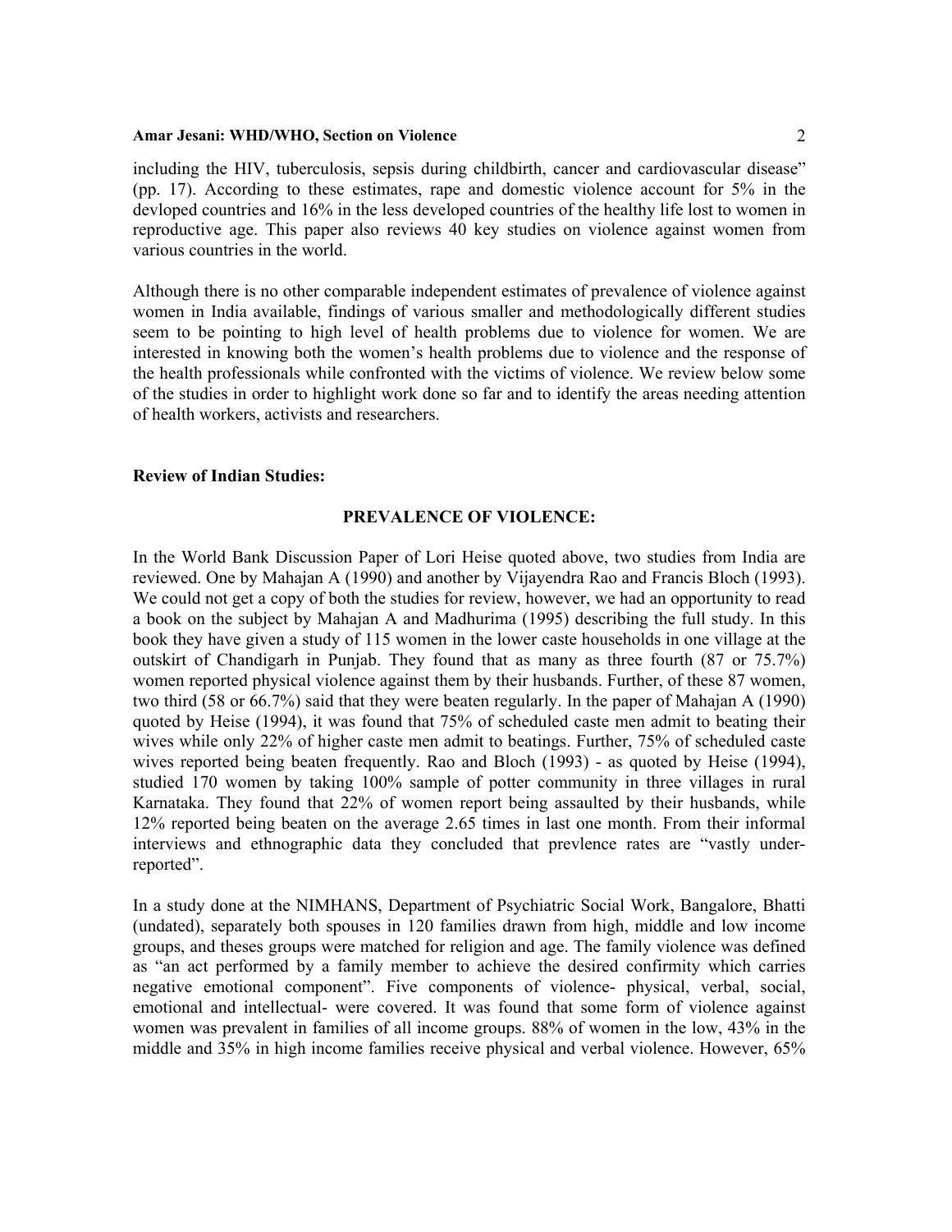including the HIV, tuberculosis, sepsis during childbirth, cancer and cardiovascular disease" (pp. 17). According to these estimates, rape and domestic violence account for 5% in the devloped countries and 16% in the less developed countries of the healthy life lost to women in reproductive age. This paper also reviews 40 key studies on violence against women from various countries in the world.

Although there is no other comparable independent estimates of prevalence of violence against women in India available, findings of various smaller and methodologically different studies seem to be pointing to high level of health problems due to violence for women. We are interested in knowing both the women's health problems due to violence and the response of the health professionals while confronted with the victims of violence. We review below some of the studies in order to highlight work done so far and to identify the areas needing attention of health workers, activists and researchers.

**Review of Indian Studies:**

## PREVALENCE OF VIOLENCE:

In the World Bank Discussion Paper of Lori Heise quoted above, two studies from India are reviewed. One by Mahajan A (1990) and another by Vijayendra Rao and Francis Bloch (1993). We could not get a copy of both the studies for review, however, we had an opportunity to read a book on the subject by Mahajan A and Madhurima (1995) describing the full study. In this book they have given a study of 115 women in the lower caste households in one village at the outskirt of Chandigarh in Punjab. They found that as many as three fourth (87 or 75.7%) women reported physical violence against them by their husbands. Further, of these 87 women, two third (58 or 66.7%) said that they were beaten regularly. In the paper of Mahajan A (1990) quoted by Heise (1994), it was found that 75% of scheduled caste men admit to beating their wives while only 22% of higher caste men admit to beatings. Further, 75% of scheduled caste wives reported being beaten frequently. Rao and Bloch (1993) - as quoted by Heise (1994), studied 170 women by taking 100% sample of potter community in three villages in rural Karnataka. They found that 22% of women report being assaulted by their husbands, while 12% reported being beaten on the average 2.65 times in last one month. From their informal interviews and ethnographic data they concluded that prevlence rates are "vastly under-reported".

In a study done at the NIMHANS, Department of Psychiatric Social Work, Bangalore, Bhatti (undated), separately both spouses in 120 families drawn from high, middle and low income groups, and theses groups were matched for religion and age. The family violence was defined as "an act performed by a family member to achieve the desired confirmity which carries negative emotional component". Five components of violence- physical, verbal, social, emotional and intellectual- were covered. It was found that some form of violence against women was prevalent in families of all income groups. 88% of women in the low, 43% in the middle and 35% in high income families receive physical and verbal violence. However, 65%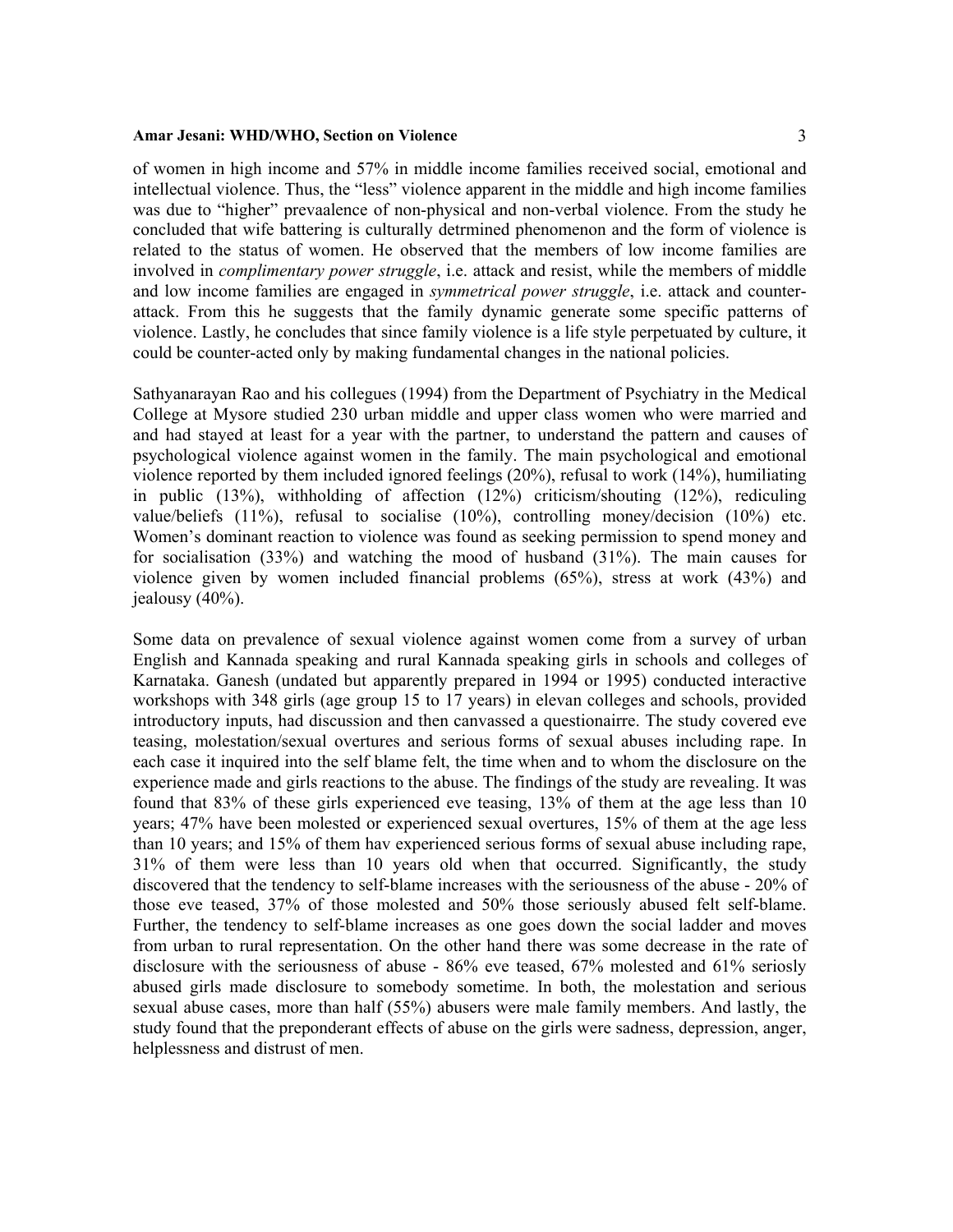of women in high income and 57% in middle income families received social, emotional and intellectual violence. Thus, the “less” violence apparent in the middle and high income families was due to “higher” prevaalence of non-physical and non-verbal violence. From the study he concluded that wife battering is culturally detrmined phenomenon and the form of violence is related to the status of women. He observed that the members of low income families are involved in *complimentary power struggle*, i.e. attack and resist, while the members of middle and low income families are engaged in *symmetrical power struggle*, i.e. attack and counter-attack. From this he suggests that the family dynamic generate some specific patterns of violence. Lastly, he concludes that since family violence is a life style perpetuated by culture, it could be counter-acted only by making fundamental changes in the national policies.

Sathyanarayan Rao and his collegues (1994) from the Department of Psychiatry in the Medical College at Mysore studied 230 urban middle and upper class women who were married and and had stayed at least for a year with the partner, to understand the pattern and causes of psychological violence against women in the family. The main psychological and emotional violence reported by them included ignored feelings (20%), refusal to work (14%), humiliating in public (13%), withholding of affection (12%) criticism/shouting (12%), rediculing value/beliefs (11%), refusal to socialise (10%), controlling money/decision (10%) etc. Women’s dominant reaction to violence was found as seeking permission to spend money and for socialisation (33%) and watching the mood of husband (31%). The main causes for violence given by women included financial problems (65%), stress at work (43%) and jealousy (40%).

Some data on prevalence of sexual violence against women come from a survey of urban English and Kannada speaking and rural Kannada speaking girls in schools and colleges of Karnataka. Ganesh (undated but apparently prepared in 1994 or 1995) conducted interactive workshops with 348 girls (age group 15 to 17 years) in elevan colleges and schools, provided introductory inputs, had discussion and then canvassed a questionairre. The study covered eve teasing, molestation/sexual overtures and serious forms of sexual abuses including rape. In each case it inquired into the self blame felt, the time when and to whom the disclosure on the experience made and girls reactions to the abuse. The findings of the study are revealing. It was found that 83% of these girls experienced eve teasing, 13% of them at the age less than 10 years; 47% have been molested or experienced sexual overtures, 15% of them at the age less than 10 years; and 15% of them hav experienced serious forms of sexual abuse including rape, 31% of them were less than 10 years old when that occurred. Significantly, the study discovered that the tendency to self-blame increases with the seriousness of the abuse - 20% of those eve teased, 37% of those molested and 50% those seriously abused felt self-blame. Further, the tendency to self-blame increases as one goes down the social ladder and moves from urban to rural representation. On the other hand there was some decrease in the rate of disclosure with the seriousness of abuse - 86% eve teased, 67% molested and 61% seriosly abused girls made disclosure to somebody sometime. In both, the molestation and serious sexual abuse cases, more than half (55%) abusers were male family members. And lastly, the study found that the preponderant effects of abuse on the girls were sadness, depression, anger, helplessness and distrust of men.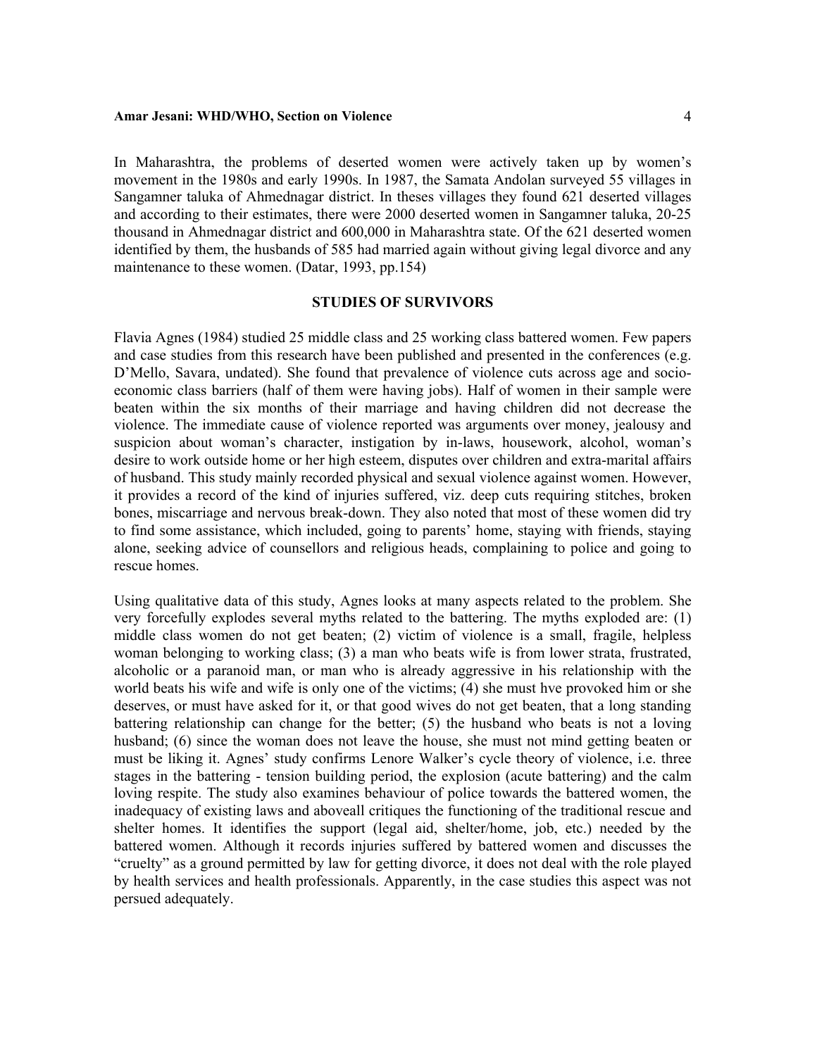In Maharashtra, the problems of deserted women were actively taken up by women's movement in the 1980s and early 1990s. In 1987, the Samata Andolan surveyed 55 villages in Sangamner taluka of Ahmednagar district. In theses villages they found 621 deserted villages and according to their estimates, there were 2000 deserted women in Sangamner taluka, 20-25 thousand in Ahmednagar district and 600,000 in Maharashtra state. Of the 621 deserted women identified by them, the husbands of 585 had married again without giving legal divorce and any maintenance to these women. (Datar, 1993, pp.154)

## STUDIES OF SURVIVORS

Flavia Agnes (1984) studied 25 middle class and 25 working class battered women. Few papers and case studies from this research have been published and presented in the conferences (e.g. D'Mello, Savara, undated). She found that prevalence of violence cuts across age and socio-economic class barriers (half of them were having jobs). Half of women in their sample were beaten within the six months of their marriage and having children did not decrease the violence. The immediate cause of violence reported was arguments over money, jealousy and suspicion about woman's character, instigation by in-laws, housework, alcohol, woman's desire to work outside home or her high esteem, disputes over children and extra-marital affairs of husband. This study mainly recorded physical and sexual violence against women. However, it provides a record of the kind of injuries suffered, viz. deep cuts requiring stitches, broken bones, miscarriage and nervous break-down. They also noted that most of these women did try to find some assistance, which included, going to parents' home, staying with friends, staying alone, seeking advice of counsellors and religious heads, complaining to police and going to rescue homes.

Using qualitative data of this study, Agnes looks at many aspects related to the problem. She very forcefully explodes several myths related to the battering. The myths exploded are: (1) middle class women do not get beaten; (2) victim of violence is a small, fragile, helpless woman belonging to working class; (3) a man who beats wife is from lower strata, frustrated, alcoholic or a paranoid man, or man who is already aggressive in his relationship with the world beats his wife and wife is only one of the victims; (4) she must hve provoked him or she deserves, or must have asked for it, or that good wives do not get beaten, that a long standing battering relationship can change for the better; (5) the husband who beats is not a loving husband; (6) since the woman does not leave the house, she must not mind getting beaten or must be liking it. Agnes' study confirms Lenore Walker's cycle theory of violence, i.e. three stages in the battering - tension building period, the explosion (acute battering) and the calm loving respite. The study also examines behaviour of police towards the battered women, the inadequacy of existing laws and aboveall critiques the functioning of the traditional rescue and shelter homes. It identifies the support (legal aid, shelter/home, job, etc.) needed by the battered women. Although it records injuries suffered by battered women and discusses the "cruelty" as a ground permitted by law for getting divorce, it does not deal with the role played by health services and health professionals. Apparently, in the case studies this aspect was not persued adequately.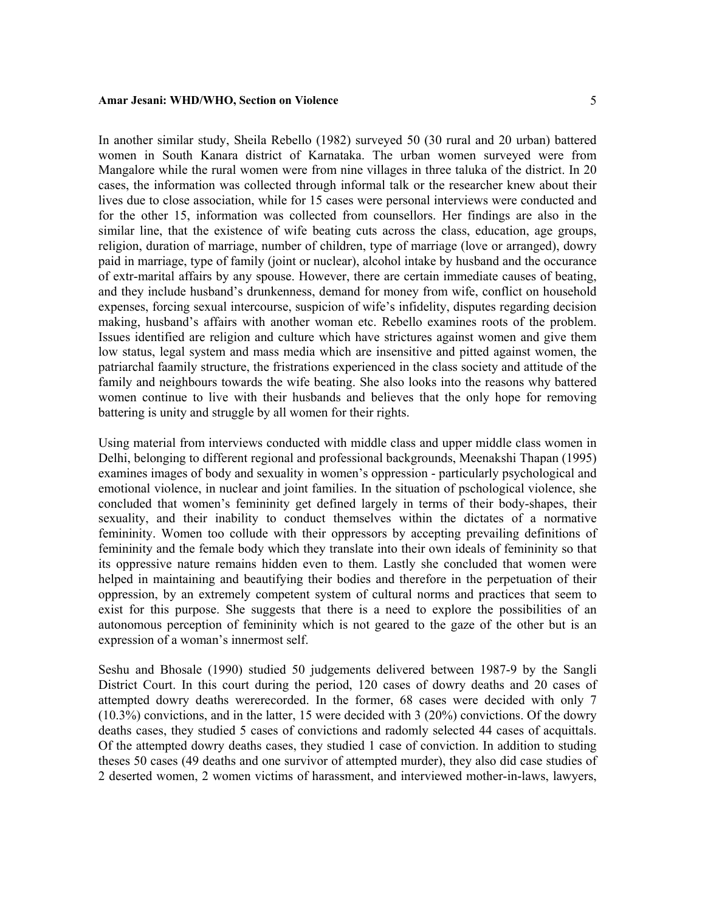In another similar study, Sheila Rebello (1982) surveyed 50 (30 rural and 20 urban) battered women in South Kanara district of Karnataka. The urban women surveyed were from Mangalore while the rural women were from nine villages in three taluka of the district. In 20 cases, the information was collected through informal talk or the researcher knew about their lives due to close association, while for 15 cases were personal interviews were conducted and for the other 15, information was collected from counsellors. Her findings are also in the similar line, that the existence of wife beating cuts across the class, education, age groups, religion, duration of marriage, number of children, type of marriage (love or arranged), dowry paid in marriage, type of family (joint or nuclear), alcohol intake by husband and the occurance of extr-marital affairs by any spouse. However, there are certain immediate causes of beating, and they include husband's drunkenness, demand for money from wife, conflict on household expenses, forcing sexual intercourse, suspicion of wife's infidelity, disputes regarding decision making, husband's affairs with another woman etc. Rebello examines roots of the problem. Issues identified are religion and culture which have strictures against women and give them low status, legal system and mass media which are insensitive and pitted against women, the patriarchal faamily structure, the fristrations experienced in the class society and attitude of the family and neighbours towards the wife beating. She also looks into the reasons why battered women continue to live with their husbands and believes that the only hope for removing battering is unity and struggle by all women for their rights.

Using material from interviews conducted with middle class and upper middle class women in Delhi, belonging to different regional and professional backgrounds, Meenakshi Thapan (1995) examines images of body and sexuality in women's oppression - particularly psychological and emotional violence, in nuclear and joint families. In the situation of pschological violence, she concluded that women's femininity get defined largely in terms of their body-shapes, their sexuality, and their inability to conduct themselves within the dictates of a normative femininity. Women too collude with their oppressors by accepting prevailing definitions of femininity and the female body which they translate into their own ideals of femininity so that its oppressive nature remains hidden even to them. Lastly she concluded that women were helped in maintaining and beautifying their bodies and therefore in the perpetuation of their oppression, by an extremely competent system of cultural norms and practices that seem to exist for this purpose. She suggests that there is a need to explore the possibilities of an autonomous perception of femininity which is not geared to the gaze of the other but is an expression of a woman's innermost self.

Seshu and Bhosale (1990) studied 50 judgements delivered between 1987-9 by the Sangli District Court. In this court during the period, 120 cases of dowry deaths and 20 cases of attempted dowry deaths wererecorded. In the former, 68 cases were decided with only 7 (10.3%) convictions, and in the latter, 15 were decided with 3 (20%) convictions. Of the dowry deaths cases, they studied 5 cases of convictions and radomly selected 44 cases of acquittals. Of the attempted dowry deaths cases, they studied 1 case of conviction. In addition to studing theses 50 cases (49 deaths and one survivor of attempted murder), they also did case studies of 2 deserted women, 2 women victims of harassment, and interviewed mother-in-laws, lawyers,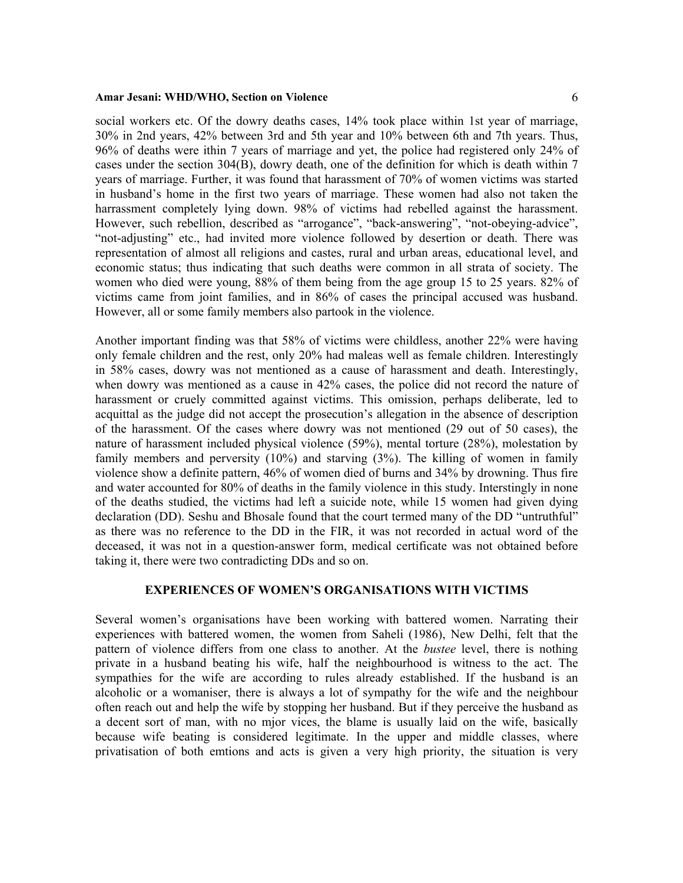social workers etc. Of the dowry deaths cases, 14% took place within 1st year of marriage, 30% in 2nd years, 42% between 3rd and 5th year and 10% between 6th and 7th years. Thus, 96% of deaths were ithin 7 years of marriage and yet, the police had registered only 24% of cases under the section 304(B), dowry death, one of the definition for which is death within 7 years of marriage. Further, it was found that harassment of 70% of women victims was started in husband's home in the first two years of marriage. These women had also not taken the harrassment completely lying down. 98% of victims had rebelled against the harassment. However, such rebellion, described as "arrogance", "back-answering", "not-obeying-advice", "not-adjusting" etc., had invited more violence followed by desertion or death. There was representation of almost all religions and castes, rural and urban areas, educational level, and economic status; thus indicating that such deaths were common in all strata of society. The women who died were young, 88% of them being from the age group 15 to 25 years. 82% of victims came from joint families, and in 86% of cases the principal accused was husband. However, all or some family members also partook in the violence.

Another important finding was that 58% of victims were childless, another 22% were having only female children and the rest, only 20% had maleas well as female children. Interestingly in 58% cases, dowry was not mentioned as a cause of harassment and death. Interestingly, when dowry was mentioned as a cause in 42% cases, the police did not record the nature of harassment or cruely committed against victims. This omission, perhaps deliberate, led to acquittal as the judge did not accept the prosecution's allegation in the absence of description of the harassment. Of the cases where dowry was not mentioned (29 out of 50 cases), the nature of harassment included physical violence (59%), mental torture (28%), molestation by family members and perversity (10%) and starving (3%). The killing of women in family violence show a definite pattern, 46% of women died of burns and 34% by drowning. Thus fire and water accounted for 80% of deaths in the family violence in this study. Interstingly in none of the deaths studied, the victims had left a suicide note, while 15 women had given dying declaration (DD). Seshu and Bhosale found that the court termed many of the DD "untruthful" as there was no reference to the DD in the FIR, it was not recorded in actual word of the deceased, it was not in a question-answer form, medical certificate was not obtained before taking it, there were two contradicting DDs and so on.

## EXPERIENCES OF WOMEN'S ORGANISATIONS WITH VICTIMS

Several women's organisations have been working with battered women. Narrating their experiences with battered women, the women from Saheli (1986), New Delhi, felt that the pattern of violence differs from one class to another. At the *bustee* level, there is nothing private in a husband beating his wife, half the neighbourhood is witness to the act. The sympathies for the wife are according to rules already established. If the husband is an alcoholic or a womaniser, there is always a lot of sympathy for the wife and the neighbour often reach out and help the wife by stopping her husband. But if they perceive the husband as a decent sort of man, with no mjor vices, the blame is usually laid on the wife, basically because wife beating is considered legitimate. In the upper and middle classes, where privatisation of both emtions and acts is given a very high priority, the situation is very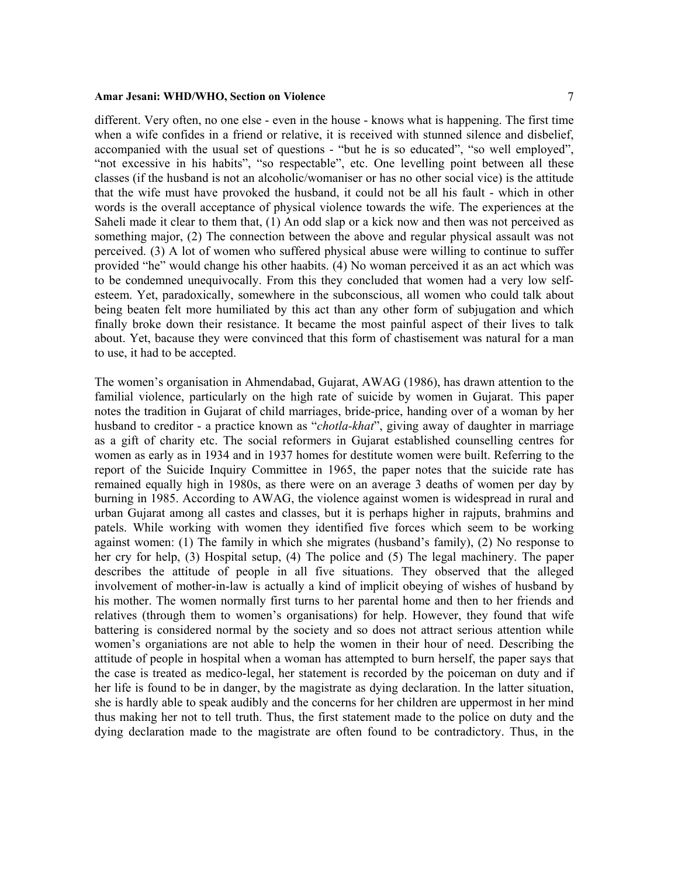different. Very often, no one else - even in the house - knows what is happening. The first time when a wife confides in a friend or relative, it is received with stunned silence and disbelief, accompanied with the usual set of questions - "but he is so educated", "so well employed", "not excessive in his habits", "so respectable", etc. One levelling point between all these classes (if the husband is not an alcoholic/womaniser or has no other social vice) is the attitude that the wife must have provoked the husband, it could not be all his fault - which in other words is the overall acceptance of physical violence towards the wife. The experiences at the Saheli made it clear to them that, (1) An odd slap or a kick now and then was not perceived as something major, (2) The connection between the above and regular physical assault was not perceived. (3) A lot of women who suffered physical abuse were willing to continue to suffer provided "he" would change his other haabits. (4) No woman perceived it as an act which was to be condemned unequivocally. From this they concluded that women had a very low self-esteem. Yet, paradoxically, somewhere in the subconscious, all women who could talk about being beaten felt more humiliated by this act than any other form of subjugation and which finally broke down their resistance. It became the most painful aspect of their lives to talk about. Yet, bacause they were convinced that this form of chastisement was natural for a man to use, it had to be accepted.

The women's organisation in Ahmendabad, Gujarat, AWAG (1986), has drawn attention to the familial violence, particularly on the high rate of suicide by women in Gujarat. This paper notes the tradition in Gujarat of child marriages, bride-price, handing over of a woman by her husband to creditor - a practice known as "*chotla-khat*", giving away of daughter in marriage as a gift of charity etc. The social reformers in Gujarat established counselling centres for women as early as in 1934 and in 1937 homes for destitute women were built. Referring to the report of the Suicide Inquiry Committee in 1965, the paper notes that the suicide rate has remained equally high in 1980s, as there were on an average 3 deaths of women per day by burning in 1985. According to AWAG, the violence against women is widespread in rural and urban Gujarat among all castes and classes, but it is perhaps higher in rajputs, brahmins and patels. While working with women they identified five forces which seem to be working against women: (1) The family in which she migrates (husband's family), (2) No response to her cry for help, (3) Hospital setup, (4) The police and (5) The legal machinery. The paper describes the attitude of people in all five situations. They observed that the alleged involvement of mother-in-law is actually a kind of implicit obeying of wishes of husband by his mother. The women normally first turns to her parental home and then to her friends and relatives (through them to women's organisations) for help. However, they found that wife battering is considered normal by the society and so does not attract serious attention while women's organiations are not able to help the women in their hour of need. Describing the attitude of people in hospital when a woman has attempted to burn herself, the paper says that the case is treated as medico-legal, her statement is recorded by the poiceman on duty and if her life is found to be in danger, by the magistrate as dying declaration. In the latter situation, she is hardly able to speak audibly and the concerns for her children are uppermost in her mind thus making her not to tell truth. Thus, the first statement made to the police on duty and the dying declaration made to the magistrate are often found to be contradictory. Thus, in the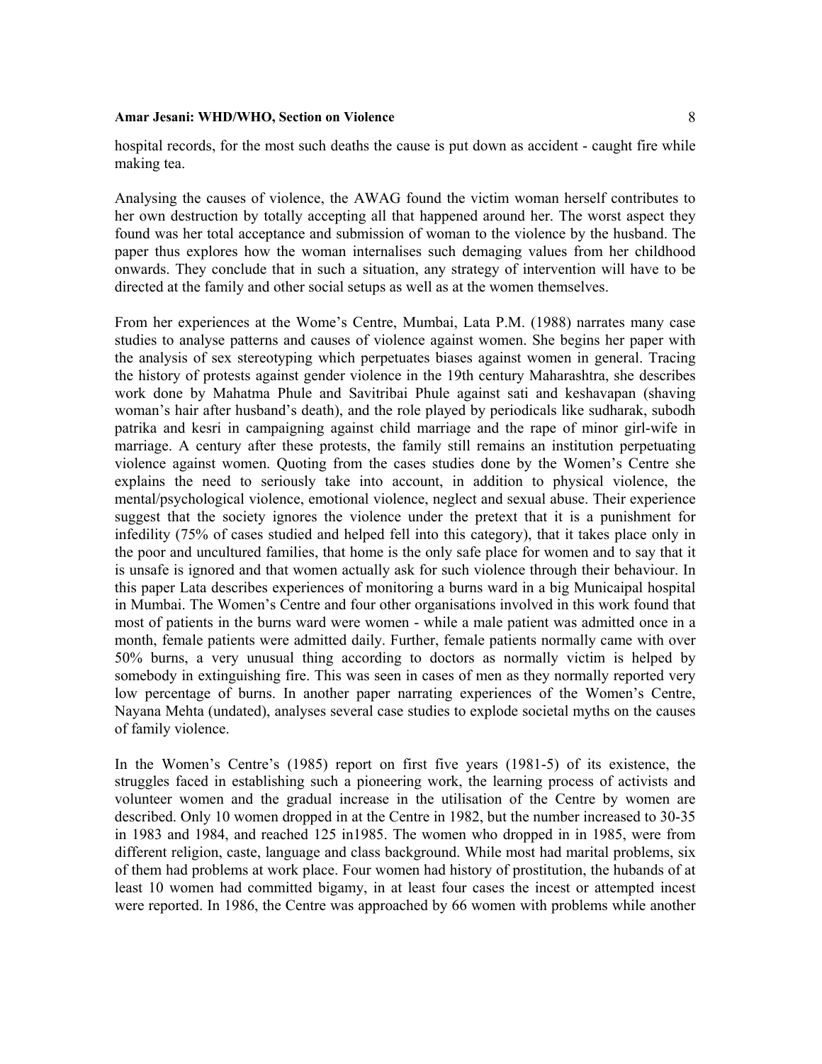hospital records, for the most such deaths the cause is put down as accident - caught fire while making tea.

Analysing the causes of violence, the AWAG found the victim woman herself contributes to her own destruction by totally accepting all that happened around her. The worst aspect they found was her total acceptance and submission of woman to the violence by the husband. The paper thus explores how the woman internalises such demaging values from her childhood onwards. They conclude that in such a situation, any strategy of intervention will have to be directed at the family and other social setups as well as at the women themselves.

From her experiences at the Wome's Centre, Mumbai, Lata P.M. (1988) narrates many case studies to analyse patterns and causes of violence against women. She begins her paper with the analysis of sex stereotyping which perpetuates biases against women in general. Tracing the history of protests against gender violence in the 19th century Maharashtra, she describes work done by Mahatma Phule and Savitribai Phule against sati and keshavapan (shaving woman's hair after husband's death), and the role played by periodicals like sudharak, subodh patrika and kesri in campaigning against child marriage and the rape of minor girl-wife in marriage. A century after these protests, the family still remains an institution perpetuating violence against women. Quoting from the cases studies done by the Women's Centre she explains the need to seriously take into account, in addition to physical violence, the mental/psychological violence, emotional violence, neglect and sexual abuse. Their experience suggest that the society ignores the violence under the pretext that it is a punishment for infedility (75% of cases studied and helped fell into this category), that it takes place only in the poor and uncultured families, that home is the only safe place for women and to say that it is unsafe is ignored and that women actually ask for such violence through their behaviour. In this paper Lata describes experiences of monitoring a burns ward in a big Municaipal hospital in Mumbai. The Women's Centre and four other organisations involved in this work found that most of patients in the burns ward were women - while a male patient was admitted once in a month, female patients were admitted daily. Further, female patients normally came with over 50% burns, a very unusual thing according to doctors as normally victim is helped by somebody in extinguishing fire. This was seen in cases of men as they normally reported very low percentage of burns. In another paper narrating experiences of the Women's Centre, Nayana Mehta (undated), analyses several case studies to explode societal myths on the causes of family violence.

In the Women's Centre's (1985) report on first five years (1981-5) of its existence, the struggles faced in establishing such a pioneering work, the learning process of activists and volunteer women and the gradual increase in the utilisation of the Centre by women are described. Only 10 women dropped in at the Centre in 1982, but the number increased to 30-35 in 1983 and 1984, and reached 125 in1985. The women who dropped in in 1985, were from different religion, caste, language and class background. While most had marital problems, six of them had problems at work place. Four women had history of prostitution, the hubands of at least 10 women had committed bigamy, in at least four cases the incest or attempted incest were reported. In 1986, the Centre was approached by 66 women with problems while another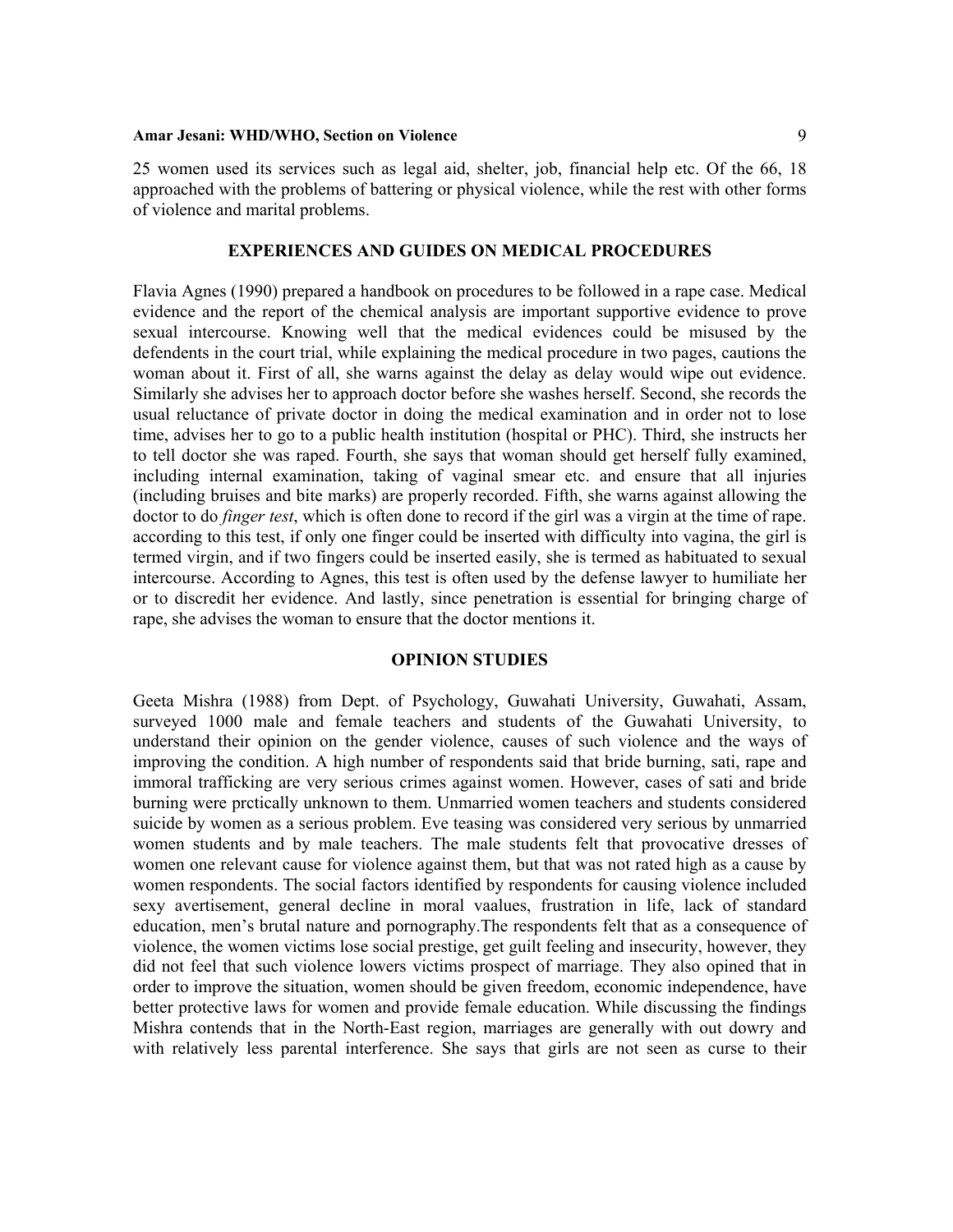25 women used its services such as legal aid, shelter, job, financial help etc. Of the 66, 18 approached with the problems of battering or physical violence, while the rest with other forms of violence and marital problems.

## EXPERIENCES AND GUIDES ON MEDICAL PROCEDURES

Flavia Agnes (1990) prepared a handbook on procedures to be followed in a rape case. Medical evidence and the report of the chemical analysis are important supportive evidence to prove sexual intercourse. Knowing well that the medical evidences could be misused by the defendents in the court trial, while explaining the medical procedure in two pages, cautions the woman about it. First of all, she warns against the delay as delay would wipe out evidence. Similarly she advises her to approach doctor before she washes herself. Second, she records the usual reluctance of private doctor in doing the medical examination and in order not to lose time, advises her to go to a public health institution (hospital or PHC). Third, she instructs her to tell doctor she was raped. Fourth, she says that woman should get herself fully examined, including internal examination, taking of vaginal smear etc. and ensure that all injuries (including bruises and bite marks) are properly recorded. Fifth, she warns against allowing the doctor to do *finger test*, which is often done to record if the girl was a virgin at the time of rape. according to this test, if only one finger could be inserted with difficulty into vagina, the girl is termed virgin, and if two fingers could be inserted easily, she is termed as habituated to sexual intercourse. According to Agnes, this test is often used by the defense lawyer to humiliate her or to discredit her evidence. And lastly, since penetration is essential for bringing charge of rape, she advises the woman to ensure that the doctor mentions it.

## OPINION STUDIES

Geeta Mishra (1988) from Dept. of Psychology, Guwahati University, Guwahati, Assam, surveyed 1000 male and female teachers and students of the Guwahati University, to understand their opinion on the gender violence, causes of such violence and the ways of improving the condition. A high number of respondents said that bride burning, sati, rape and immoral trafficking are very serious crimes against women. However, cases of sati and bride burning were prctically unknown to them. Unmarried women teachers and students considered suicide by women as a serious problem. Eve teasing was considered very serious by unmarried women students and by male teachers. The male students felt that provocative dresses of women one relevant cause for violence against them, but that was not rated high as a cause by women respondents. The social factors identified by respondents for causing violence included sexy avertisement, general decline in moral vaalues, frustration in life, lack of standard education, men's brutal nature and pornography.The respondents felt that as a consequence of violence, the women victims lose social prestige, get guilt feeling and insecurity, however, they did not feel that such violence lowers victims prospect of marriage. They also opined that in order to improve the situation, women should be given freedom, economic independence, have better protective laws for women and provide female education. While discussing the findings Mishra contends that in the North-East region, marriages are generally with out dowry and with relatively less parental interference. She says that girls are not seen as curse to their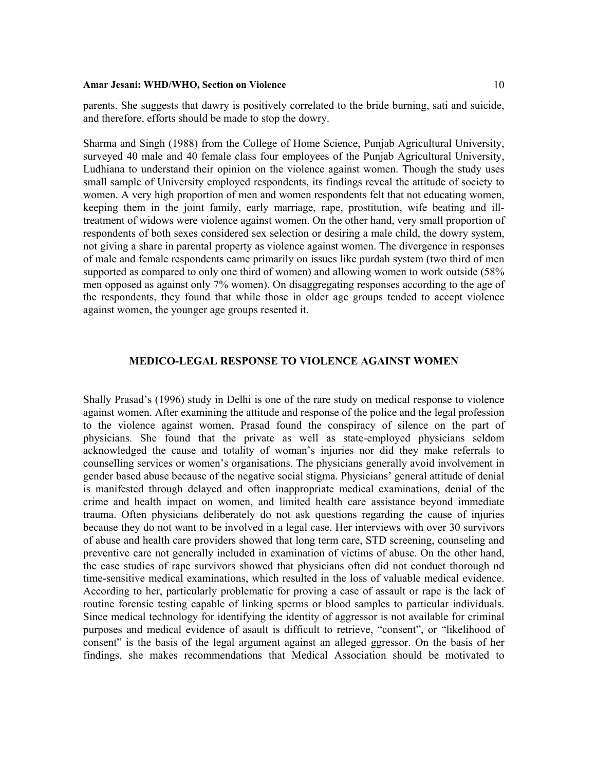parents. She suggests that dawry is positively correlated to the bride burning, sati and suicide, and therefore, efforts should be made to stop the dowry.

Sharma and Singh (1988) from the College of Home Science, Punjab Agricultural University, surveyed 40 male and 40 female class four employees of the Punjab Agricultural University, Ludhiana to understand their opinion on the violence against women. Though the study uses small sample of University employed respondents, its findings reveal the attitude of society to women. A very high proportion of men and women respondents felt that not educating women, keeping them in the joint family, early marriage, rape, prostitution, wife beating and ill-treatment of widows were violence against women. On the other hand, very small proportion of respondents of both sexes considered sex selection or desiring a male child, the dowry system, not giving a share in parental property as violence against women. The divergence in responses of male and female respondents came primarily on issues like purdah system (two third of men supported as compared to only one third of women) and allowing women to work outside (58% men opposed as against only 7% women). On disaggregating responses according to the age of the respondents, they found that while those in older age groups tended to accept violence against women, the younger age groups resented it.

## MEDICO-LEGAL RESPONSE TO VIOLENCE AGAINST WOMEN

Shally Prasad's (1996) study in Delhi is one of the rare study on medical response to violence against women. After examining the attitude and response of the police and the legal profession to the violence against women, Prasad found the conspiracy of silence on the part of physicians. She found that the private as well as state-employed physicians seldom acknowledged the cause and totality of woman's injuries nor did they make referrals to counselling services or women's organisations. The physicians generally avoid involvement in gender based abuse because of the negative social stigma. Physicians' general attitude of denial is manifested through delayed and often inappropriate medical examinations, denial of the crime and health impact on women, and limited health care assistance beyond immediate trauma. Often physicians deliberately do not ask questions regarding the cause of injuries because they do not want to be involved in a legal case. Her interviews with over 30 survivors of abuse and health care providers showed that long term care, STD screening, counseling and preventive care not generally included in examination of victims of abuse. On the other hand, the case studies of rape survivors showed that physicians often did not conduct thorough nd time-sensitive medical examinations, which resulted in the loss of valuable medical evidence. According to her, particularly problematic for proving a case of assault or rape is the lack of routine forensic testing capable of linking sperms or blood samples to particular individuals. Since medical technology for identifying the identity of aggressor is not available for criminal purposes and medical evidence of asault is difficult to retrieve, "consent", or "likelihood of consent" is the basis of the legal argument against an alleged ggressor. On the basis of her findings, she makes recommendations that Medical Association should be motivated to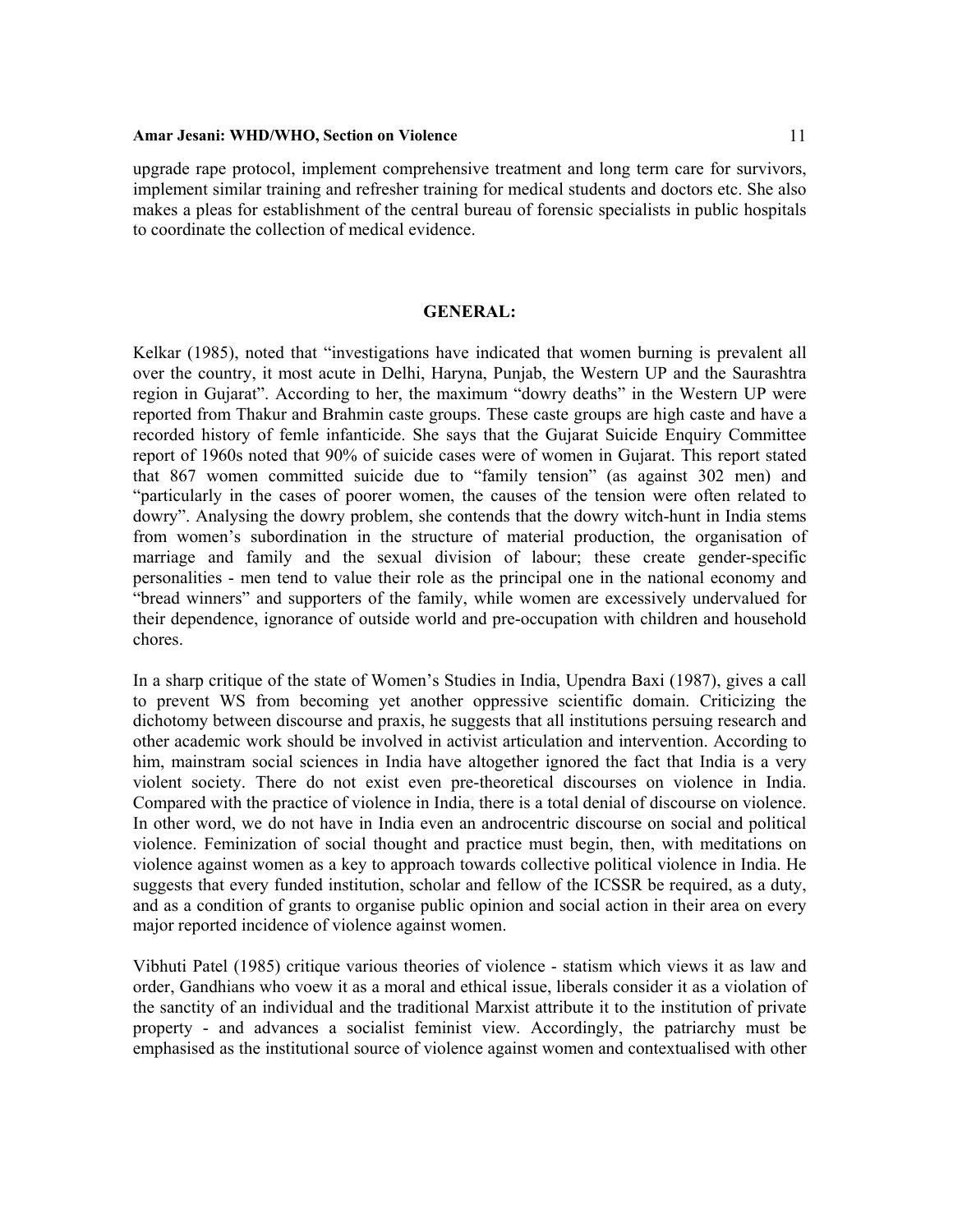upgrade rape protocol, implement comprehensive treatment and long term care for survivors, implement similar training and refresher training for medical students and doctors etc. She also makes a pleas for establishment of the central bureau of forensic specialists in public hospitals to coordinate the collection of medical evidence.

## GENERAL:

Kelkar (1985), noted that "investigations have indicated that women burning is prevalent all over the country, it most acute in Delhi, Haryna, Punjab, the Western UP and the Saurashtra region in Gujarat". According to her, the maximum "dowry deaths" in the Western UP were reported from Thakur and Brahmin caste groups. These caste groups are high caste and have a recorded history of femle infanticide. She says that the Gujarat Suicide Enquiry Committee report of 1960s noted that 90% of suicide cases were of women in Gujarat. This report stated that 867 women committed suicide due to "family tension" (as against 302 men) and "particularly in the cases of poorer women, the causes of the tension were often related to dowry". Analysing the dowry problem, she contends that the dowry witch-hunt in India stems from women's subordination in the structure of material production, the organisation of marriage and family and the sexual division of labour; these create gender-specific personalities - men tend to value their role as the principal one in the national economy and "bread winners" and supporters of the family, while women are excessively undervalued for their dependence, ignorance of outside world and pre-occupation with children and household chores.

In a sharp critique of the state of Women's Studies in India, Upendra Baxi (1987), gives a call to prevent WS from becoming yet another oppressive scientific domain. Criticizing the dichotomy between discourse and praxis, he suggests that all institutions persuing research and other academic work should be involved in activist articulation and intervention. According to him, mainstram social sciences in India have altogether ignored the fact that India is a very violent society. There do not exist even pre-theoretical discourses on violence in India. Compared with the practice of violence in India, there is a total denial of discourse on violence. In other word, we do not have in India even an androcentric discourse on social and political violence. Feminization of social thought and practice must begin, then, with meditations on violence against women as a key to approach towards collective political violence in India. He suggests that every funded institution, scholar and fellow of the ICSSR be required, as a duty, and as a condition of grants to organise public opinion and social action in their area on every major reported incidence of violence against women.

Vibhuti Patel (1985) critique various theories of violence - statism which views it as law and order, Gandhians who voew it as a moral and ethical issue, liberals consider it as a violation of the sanctity of an individual and the traditional Marxist attribute it to the institution of private property - and advances a socialist feminist view. Accordingly, the patriarchy must be emphasised as the institutional source of violence against women and contextualised with other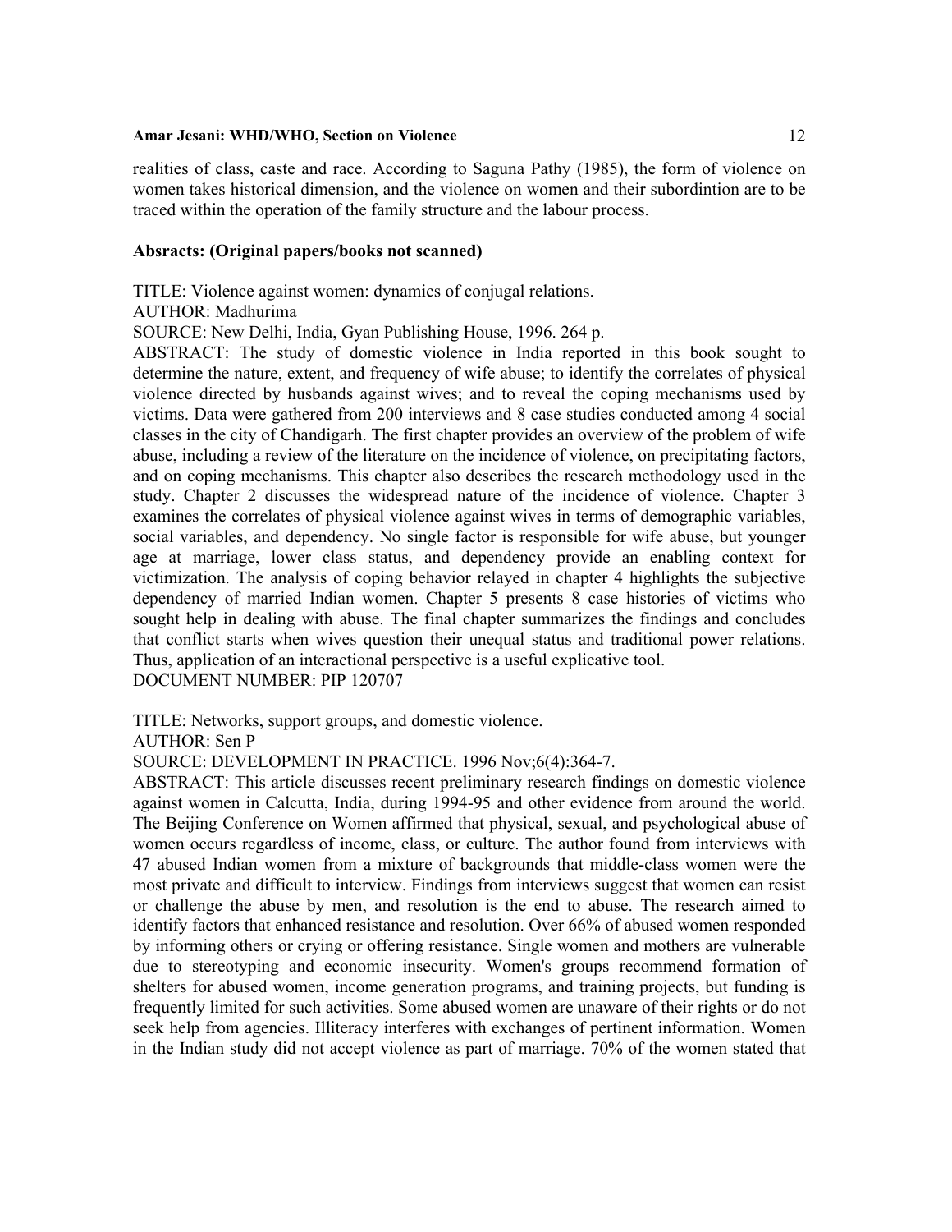realities of class, caste and race. According to Saguna Pathy (1985), the form of violence on women takes historical dimension, and the violence on women and their subordintion are to be traced within the operation of the family structure and the labour process.

**Absracts: (Original papers/books not scanned)**

TITLE: Violence against women: dynamics of conjugal relations.
AUTHOR: Madhurima
SOURCE: New Delhi, India, Gyan Publishing House, 1996. 264 p.
ABSTRACT: The study of domestic violence in India reported in this book sought to determine the nature, extent, and frequency of wife abuse; to identify the correlates of physical violence directed by husbands against wives; and to reveal the coping mechanisms used by victims. Data were gathered from 200 interviews and 8 case studies conducted among 4 social classes in the city of Chandigarh. The first chapter provides an overview of the problem of wife abuse, including a review of the literature on the incidence of violence, on precipitating factors, and on coping mechanisms. This chapter also describes the research methodology used in the study. Chapter 2 discusses the widespread nature of the incidence of violence. Chapter 3 examines the correlates of physical violence against wives in terms of demographic variables, social variables, and dependency. No single factor is responsible for wife abuse, but younger age at marriage, lower class status, and dependency provide an enabling context for victimization. The analysis of coping behavior relayed in chapter 4 highlights the subjective dependency of married Indian women. Chapter 5 presents 8 case histories of victims who sought help in dealing with abuse. The final chapter summarizes the findings and concludes that conflict starts when wives question their unequal status and traditional power relations. Thus, application of an interactional perspective is a useful explicative tool.
DOCUMENT NUMBER: PIP 120707

TITLE: Networks, support groups, and domestic violence.
AUTHOR: Sen P
SOURCE: DEVELOPMENT IN PRACTICE. 1996 Nov;6(4):364-7.
ABSTRACT: This article discusses recent preliminary research findings on domestic violence against women in Calcutta, India, during 1994-95 and other evidence from around the world. The Beijing Conference on Women affirmed that physical, sexual, and psychological abuse of women occurs regardless of income, class, or culture. The author found from interviews with 47 abused Indian women from a mixture of backgrounds that middle-class women were the most private and difficult to interview. Findings from interviews suggest that women can resist or challenge the abuse by men, and resolution is the end to abuse. The research aimed to identify factors that enhanced resistance and resolution. Over 66% of abused women responded by informing others or crying or offering resistance. Single women and mothers are vulnerable due to stereotyping and economic insecurity. Women's groups recommend formation of shelters for abused women, income generation programs, and training projects, but funding is frequently limited for such activities. Some abused women are unaware of their rights or do not seek help from agencies. Illiteracy interferes with exchanges of pertinent information. Women in the Indian study did not accept violence as part of marriage. 70% of the women stated that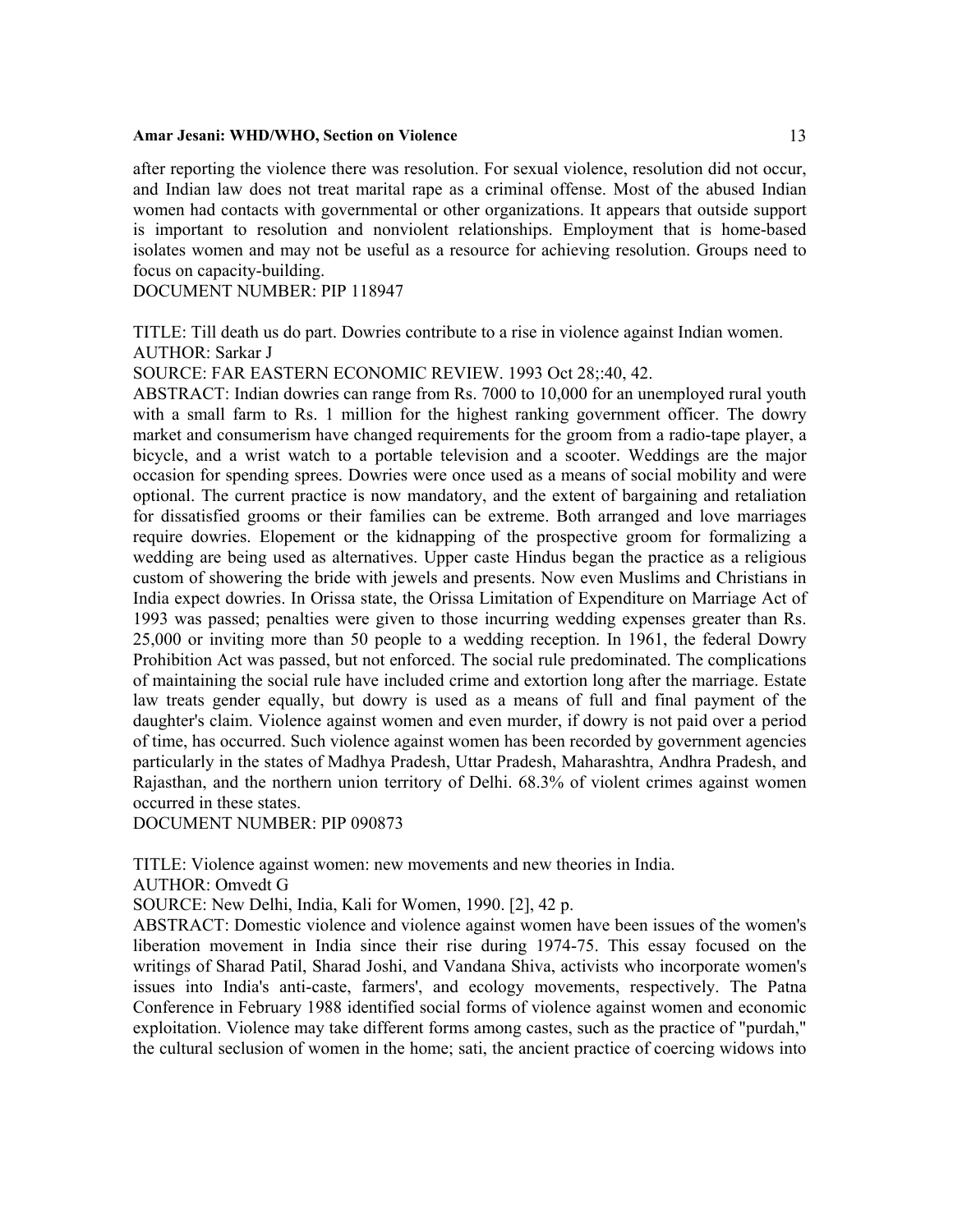after reporting the violence there was resolution. For sexual violence, resolution did not occur, and Indian law does not treat marital rape as a criminal offense. Most of the abused Indian women had contacts with governmental or other organizations. It appears that outside support is important to resolution and nonviolent relationships. Employment that is home-based isolates women and may not be useful as a resource for achieving resolution. Groups need to focus on capacity-building.
DOCUMENT NUMBER: PIP 118947

TITLE: Till death us do part. Dowries contribute to a rise in violence against Indian women.
AUTHOR: Sarkar J
SOURCE: FAR EASTERN ECONOMIC REVIEW. 1993 Oct 28;:40, 42.
ABSTRACT: Indian dowries can range from Rs. 7000 to 10,000 for an unemployed rural youth with a small farm to Rs. 1 million for the highest ranking government officer. The dowry market and consumerism have changed requirements for the groom from a radio-tape player, a bicycle, and a wrist watch to a portable television and a scooter. Weddings are the major occasion for spending sprees. Dowries were once used as a means of social mobility and were optional. The current practice is now mandatory, and the extent of bargaining and retaliation for dissatisfied grooms or their families can be extreme. Both arranged and love marriages require dowries. Elopement or the kidnapping of the prospective groom for formalizing a wedding are being used as alternatives. Upper caste Hindus began the practice as a religious custom of showering the bride with jewels and presents. Now even Muslims and Christians in India expect dowries. In Orissa state, the Orissa Limitation of Expenditure on Marriage Act of 1993 was passed; penalties were given to those incurring wedding expenses greater than Rs. 25,000 or inviting more than 50 people to a wedding reception. In 1961, the federal Dowry Prohibition Act was passed, but not enforced. The social rule predominated. The complications of maintaining the social rule have included crime and extortion long after the marriage. Estate law treats gender equally, but dowry is used as a means of full and final payment of the daughter's claim. Violence against women and even murder, if dowry is not paid over a period of time, has occurred. Such violence against women has been recorded by government agencies particularly in the states of Madhya Pradesh, Uttar Pradesh, Maharashtra, Andhra Pradesh, and Rajasthan, and the northern union territory of Delhi. 68.3% of violent crimes against women occurred in these states.
DOCUMENT NUMBER: PIP 090873

TITLE: Violence against women: new movements and new theories in India.
AUTHOR: Omvedt G
SOURCE: New Delhi, India, Kali for Women, 1990. [2], 42 p.
ABSTRACT: Domestic violence and violence against women have been issues of the women's liberation movement in India since their rise during 1974-75. This essay focused on the writings of Sharad Patil, Sharad Joshi, and Vandana Shiva, activists who incorporate women's issues into India's anti-caste, farmers', and ecology movements, respectively. The Patna Conference in February 1988 identified social forms of violence against women and economic exploitation. Violence may take different forms among castes, such as the practice of "purdah," the cultural seclusion of women in the home; sati, the ancient practice of coercing widows into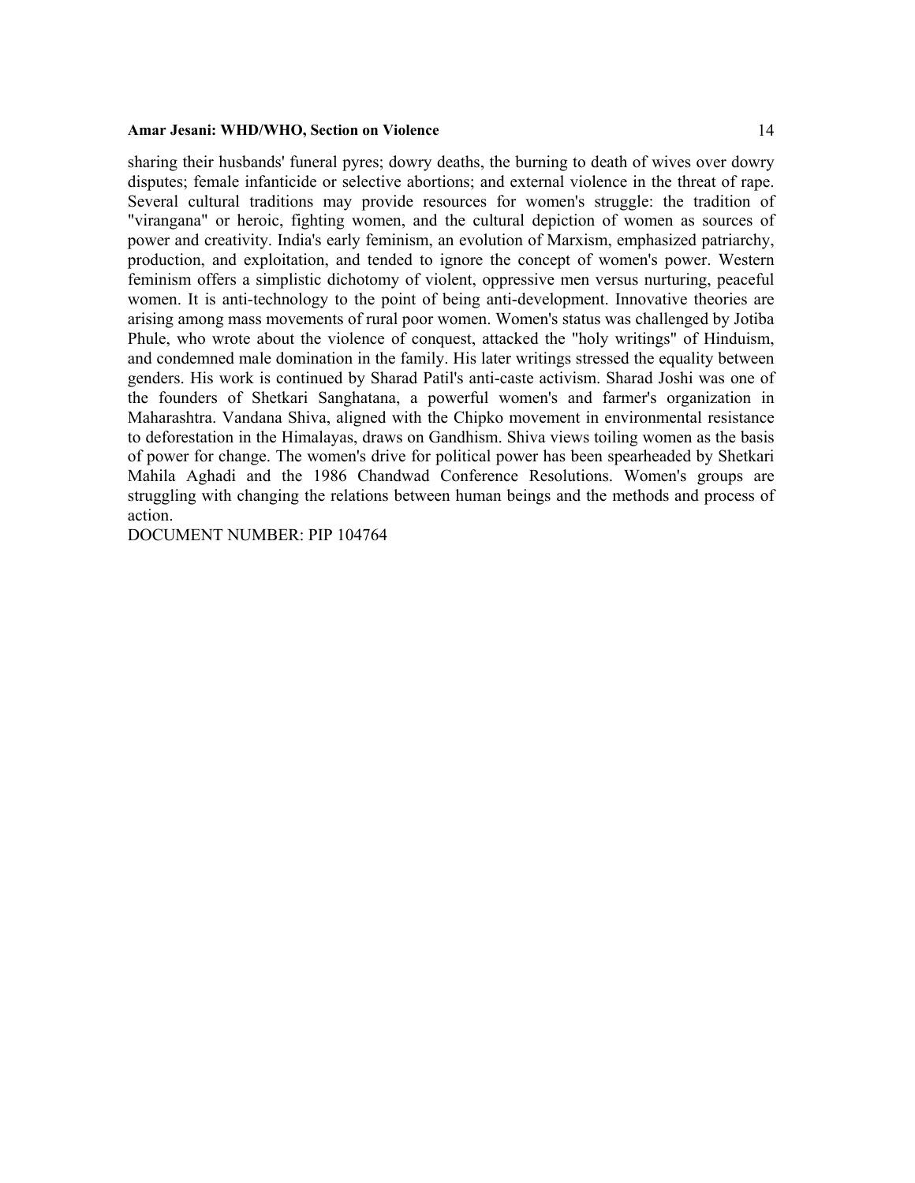sharing their husbands' funeral pyres; dowry deaths, the burning to death of wives over dowry disputes; female infanticide or selective abortions; and external violence in the threat of rape. Several cultural traditions may provide resources for women's struggle: the tradition of "virangana" or heroic, fighting women, and the cultural depiction of women as sources of power and creativity. India's early feminism, an evolution of Marxism, emphasized patriarchy, production, and exploitation, and tended to ignore the concept of women's power. Western feminism offers a simplistic dichotomy of violent, oppressive men versus nurturing, peaceful women. It is anti-technology to the point of being anti-development. Innovative theories are arising among mass movements of rural poor women. Women's status was challenged by Jotiba Phule, who wrote about the violence of conquest, attacked the "holy writings" of Hinduism, and condemned male domination in the family. His later writings stressed the equality between genders. His work is continued by Sharad Patil's anti-caste activism. Sharad Joshi was one of the founders of Shetkari Sanghatana, a powerful women's and farmer's organization in Maharashtra. Vandana Shiva, aligned with the Chipko movement in environmental resistance to deforestation in the Himalayas, draws on Gandhism. Shiva views toiling women as the basis of power for change. The women's drive for political power has been spearheaded by Shetkari Mahila Aghadi and the 1986 Chandwad Conference Resolutions. Women's groups are struggling with changing the relations between human beings and the methods and process of action.

DOCUMENT NUMBER: PIP 104764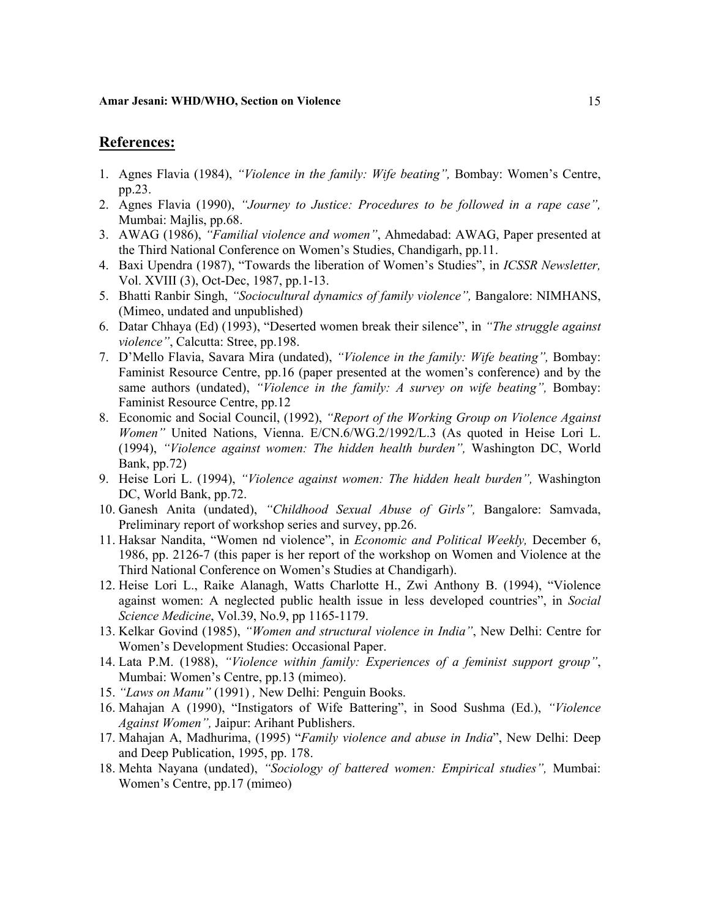## References:

1. Agnes Flavia (1984), *"Violence in the family: Wife beating",* Bombay: Women's Centre, pp.23.
2. Agnes Flavia (1990), *"Journey to Justice: Procedures to be followed in a rape case",* Mumbai: Majlis, pp.68.
3. AWAG (1986), *"Familial violence and women"*, Ahmedabad: AWAG, Paper presented at the Third National Conference on Women's Studies, Chandigarh, pp.11.
4. Baxi Upendra (1987), "Towards the liberation of Women's Studies", in *ICSSR Newsletter,* Vol. XVIII (3), Oct-Dec, 1987, pp.1-13.
5. Bhatti Ranbir Singh, *"Sociocultural dynamics of family violence",* Bangalore: NIMHANS, (Mimeo, undated and unpublished)
6. Datar Chhaya (Ed) (1993), "Deserted women break their silence", in *"The struggle against violence"*, Calcutta: Stree, pp.198.
7. D'Mello Flavia, Savara Mira (undated), *"Violence in the family: Wife beating",* Bombay: Faminist Resource Centre, pp.16 (paper presented at the women's conference) and by the same authors (undated), *"Violence in the family: A survey on wife beating",* Bombay: Faminist Resource Centre, pp.12
8. Economic and Social Council, (1992), *"Report of the Working Group on Violence Against Women"* United Nations, Vienna. E/CN.6/WG.2/1992/L.3 (As quoted in Heise Lori L. (1994), *"Violence against women: The hidden health burden",* Washington DC, World Bank, pp.72)
9. Heise Lori L. (1994), *"Violence against women: The hidden healt burden",* Washington DC, World Bank, pp.72.
10. Ganesh Anita (undated), *"Childhood Sexual Abuse of Girls",* Bangalore: Samvada, Preliminary report of workshop series and survey, pp.26.
11. Haksar Nandita, "Women nd violence", in *Economic and Political Weekly,* December 6, 1986, pp. 2126-7 (this paper is her report of the workshop on Women and Violence at the Third National Conference on Women's Studies at Chandigarh).
12. Heise Lori L., Raike Alanagh, Watts Charlotte H., Zwi Anthony B. (1994), "Violence against women: A neglected public health issue in less developed countries", in *Social Science Medicine*, Vol.39, No.9, pp 1165-1179.
13. Kelkar Govind (1985), *"Women and structural violence in India"*, New Delhi: Centre for Women's Development Studies: Occasional Paper.
14. Lata P.M. (1988), *"Violence within family: Experiences of a feminist support group"*, Mumbai: Women's Centre, pp.13 (mimeo).
15. *"Laws on Manu"* (1991) *,* New Delhi: Penguin Books.
16. Mahajan A (1990), "Instigators of Wife Battering", in Sood Sushma (Ed.), *"Violence Against Women",* Jaipur: Arihant Publishers.
17. Mahajan A, Madhurima, (1995) "*Family violence and abuse in India*", New Delhi: Deep and Deep Publication, 1995, pp. 178.
18. Mehta Nayana (undated), *"Sociology of battered women: Empirical studies",* Mumbai: Women's Centre, pp.17 (mimeo)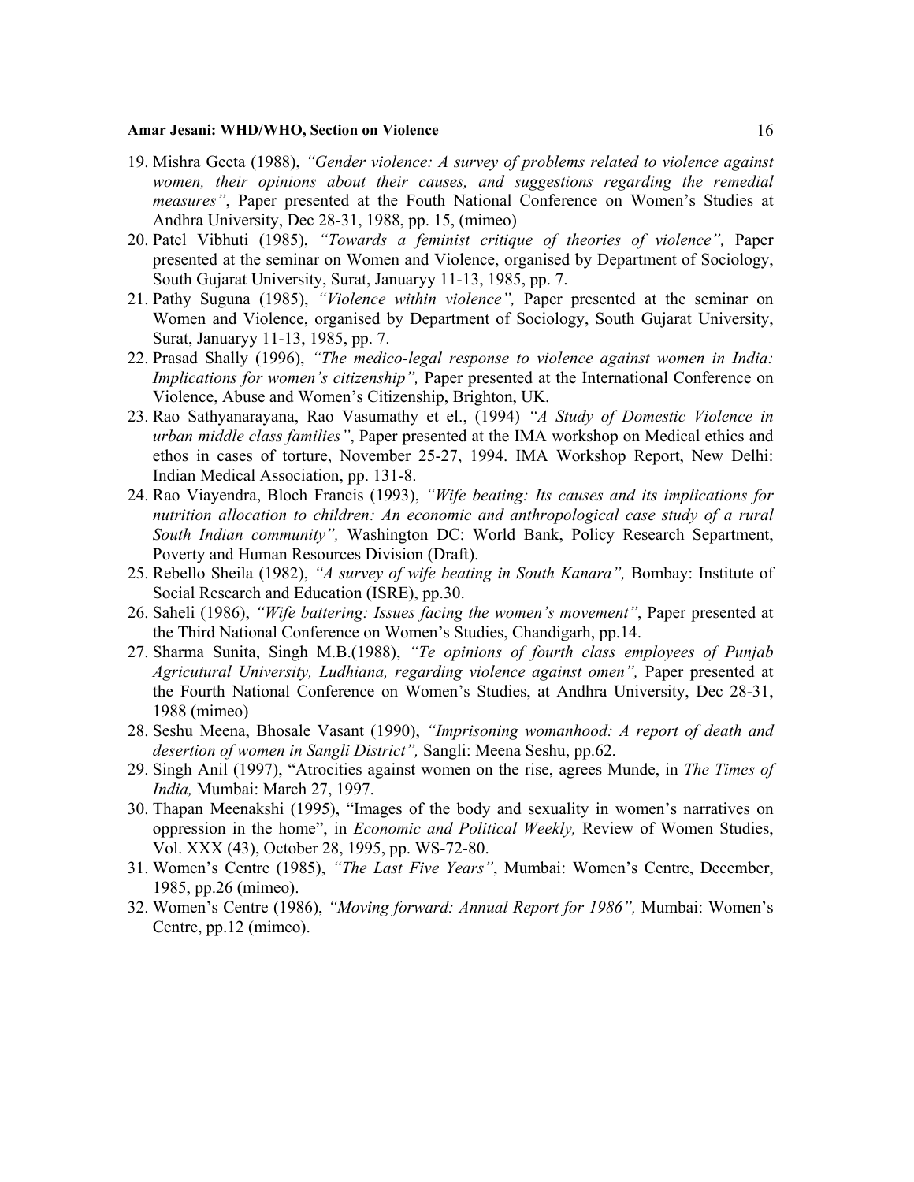19. Mishra Geeta (1988), *"Gender violence: A survey of problems related to violence against women, their opinions about their causes, and suggestions regarding the remedial measures"*, Paper presented at the Fouth National Conference on Women's Studies at Andhra University, Dec 28-31, 1988, pp. 15, (mimeo)
20. Patel Vibhuti (1985), *"Towards a feminist critique of theories of violence",* Paper presented at the seminar on Women and Violence, organised by Department of Sociology, South Gujarat University, Surat, Januaryy 11-13, 1985, pp. 7.
21. Pathy Suguna (1985), *"Violence within violence",* Paper presented at the seminar on Women and Violence, organised by Department of Sociology, South Gujarat University, Surat, Januaryy 11-13, 1985, pp. 7.
22. Prasad Shally (1996), *"The medico-legal response to violence against women in India: Implications for women's citizenship",* Paper presented at the International Conference on Violence, Abuse and Women's Citizenship, Brighton, UK.
23. Rao Sathyanarayana, Rao Vasumathy et el., (1994) *"A Study of Domestic Violence in urban middle class families"*, Paper presented at the IMA workshop on Medical ethics and ethos in cases of torture, November 25-27, 1994. IMA Workshop Report, New Delhi: Indian Medical Association, pp. 131-8.
24. Rao Viayendra, Bloch Francis (1993), *"Wife beating: Its causes and its implications for nutrition allocation to children: An economic and anthropological case study of a rural South Indian community",* Washington DC: World Bank, Policy Research Separtment, Poverty and Human Resources Division (Draft).
25. Rebello Sheila (1982), *"A survey of wife beating in South Kanara",* Bombay: Institute of Social Research and Education (ISRE), pp.30.
26. Saheli (1986), *"Wife battering: Issues facing the women's movement"*, Paper presented at the Third National Conference on Women's Studies, Chandigarh, pp.14.
27. Sharma Sunita, Singh M.B.(1988), *"Te opinions of fourth class employees of Punjab Agricutural University, Ludhiana, regarding violence against omen",* Paper presented at the Fourth National Conference on Women's Studies, at Andhra University, Dec 28-31, 1988 (mimeo)
28. Seshu Meena, Bhosale Vasant (1990), *"Imprisoning womanhood: A report of death and desertion of women in Sangli District",* Sangli: Meena Seshu, pp.62.
29. Singh Anil (1997), "Atrocities against women on the rise, agrees Munde, in *The Times of India,* Mumbai: March 27, 1997.
30. Thapan Meenakshi (1995), "Images of the body and sexuality in women's narratives on oppression in the home", in *Economic and Political Weekly,* Review of Women Studies, Vol. XXX (43), October 28, 1995, pp. WS-72-80.
31. Women's Centre (1985), *"The Last Five Years"*, Mumbai: Women's Centre, December, 1985, pp.26 (mimeo).
32. Women's Centre (1986), *"Moving forward: Annual Report for 1986",* Mumbai: Women's Centre, pp.12 (mimeo).